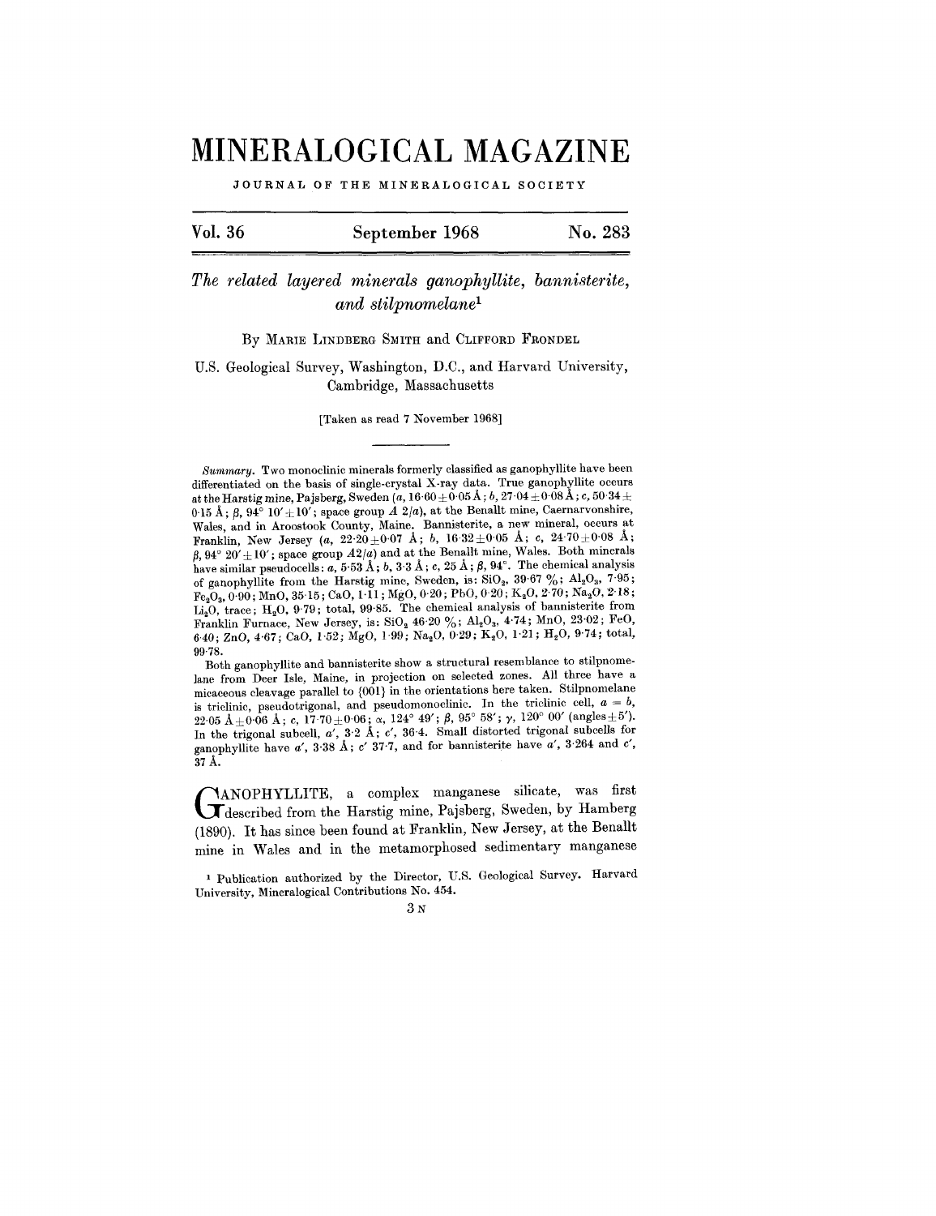# MINERALOGICAL MAGAZINE

JOURNAL OF THE MINERALOGICAL SOCIETY

| Vol. 36 | September 1968 | No. 283 |
|---|---|---|

## *The related layered minerals ganophyllite, bannisterite, and stilpnomelane*[1]

By MARIE LINDBERG SMITH and CLIFFORD FRONDEL

U.S. Geological Survey, Washington, D.C., and Harvard University, Cambridge, Massachusetts

[Taken as read 7 November 1968]

*Summary.* Two monoclinic minerals formerly classified as ganophyllite have been differentiated on the basis of single-crystal X-ray data. True ganophyllite occurs at the Harstig mine, Pajsberg, Sweden (*a*, 16·60 ± 0·05 Å; *b*, 27·04 ± 0·08 Å; *c*, 50·34 ± 0·15 Å; *β*, 94° 10′ ± 10′; space group *A* 2/*a*), at the Benallt mine, Caernarvonshire, Wales, and in Aroostook County, Maine. Bannisterite, a new mineral, occurs at Franklin, New Jersey (*a*, 22·20 ± 0·07 Å; *b*, 16·32 ± 0·05 Å; *c*, 24·70 ± 0·08 Å; *β*, 94° 20′ ± 10′; space group *A*2/*a*) and at the Benallt mine, Wales. Both minerals have similar pseudocells: *a*, 5·53 Å; *b*, 3·3 Å; *c*, 25 Å; *β*, 94°. The chemical analysis of ganophyllite from the Harstig mine, Sweden, is: $SiO_2$, 39·67 %; $Al_2O_3$, 7·95; $Fe_2O_3$, 0·90; MnO, 35·15; CaO, 1·11; MgO, 0·20; PbO, 0·20; $K_2O$, 2·70; $Na_2O$, 2·18; $Li_2O$, trace; $H_2O$, 9·79; total, 99·85. The chemical analysis of bannisterite from Franklin Furnace, New Jersey, is: $SiO_2$ 46·20 %; $Al_2O_3$, 4·74; MnO, 23·02; FeO, 6·40; ZnO, 4·67; CaO, 1·52; MgO, 1·99; $Na_2O$, 0·29; $K_2O$, 1·21; $H_2O$, 9·74; total, 99·78.

Both ganophyllite and bannisterite show a structural resemblance to stilpnomelane from Deer Isle, Maine, in projection on selected zones. All three have a micaceous cleavage parallel to {001} in the orientations here taken. Stilpnomelane is triclinic, pseudotrigonal, and pseudomonoclinic. In the triclinic cell, *a* = *b*, 22·05 Å ± 0·06 Å; *c*, 17·70 ± 0·06; *α*, 124° 49′; *β*, 95° 58′; *γ*, 120° 00′ (angles ± 5′). In the trigonal subcell, *a*′, 3·2 Å; *c*′, 36·4. Small distorted trigonal subcells for ganophyllite have *a*′, 3·38 Å; *c*′ 37·7, and for bannisterite have *a*′, 3·264 and *c*′, 37 Å.

GANOPHYLLITE, a complex manganese silicate, was first described from the Harstig mine, Pajsberg, Sweden, by Hamberg (1890). It has since been found at Franklin, New Jersey, at the Benallt mine in Wales and in the metamorphosed sedimentary manganese

[1] Publication authorized by the Director, U.S. Geological Survey. Harvard University, Mineralogical Contributions No. 454.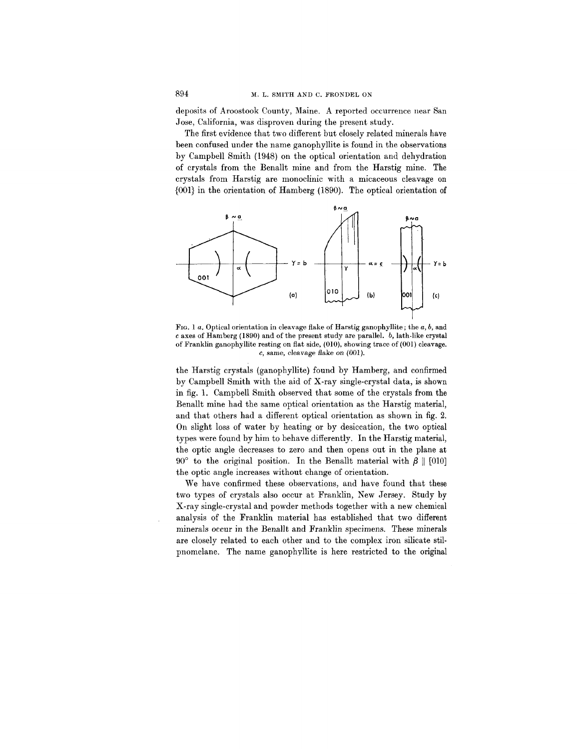deposits of Aroostook County, Maine. A reported occurrence near San Jose, California, was disproven during the present study.

The first evidence that two different but closely related minerals have been confused under the name ganophyllite is found in the observations by Campbell Smith (1948) on the optical orientation and dehydration of crystals from the Benallt mine and from the Harstig mine. The crystals from Harstig are monoclinic with a micaceous cleavage on {001} in the orientation of Hamberg (1890). The optical orientation of

FIG. 1 *a*. Optical orientation in cleavage flake of Harstig ganophyllite; the *a*, *b*, and *c* axes of Hamberg (1890) and of the present study are parallel. *b*, lath-like crystal of Franklin ganophyllite resting on flat side, (010), showing trace of (001) cleavage. *c*, same, cleavage flake on (001).

the Harstig crystals (ganophyllite) found by Hamberg, and confirmed by Campbell Smith with the aid of X-ray single-crystal data, is shown in fig. 1. Campbell Smith observed that some of the crystals from the Benallt mine had the same optical orientation as the Harstig material, and that others had a different optical orientation as shown in fig. 2. On slight loss of water by heating or by desiccation, the two optical types were found by him to behave differently. In the Harstig material, the optic angle decreases to zero and then opens out in the plane at 90° to the original position. In the Benallt material with $\beta \parallel [010]$ the optic angle increases without change of orientation.

We have confirmed these observations, and have found that these two types of crystals also occur at Franklin, New Jersey. Study by X-ray single-crystal and powder methods together with a new chemical analysis of the Franklin material has established that two different minerals occur in the Benallt and Franklin specimens. These minerals are closely related to each other and to the complex iron silicate stilpnomelane. The name ganophyllite is here restricted to the original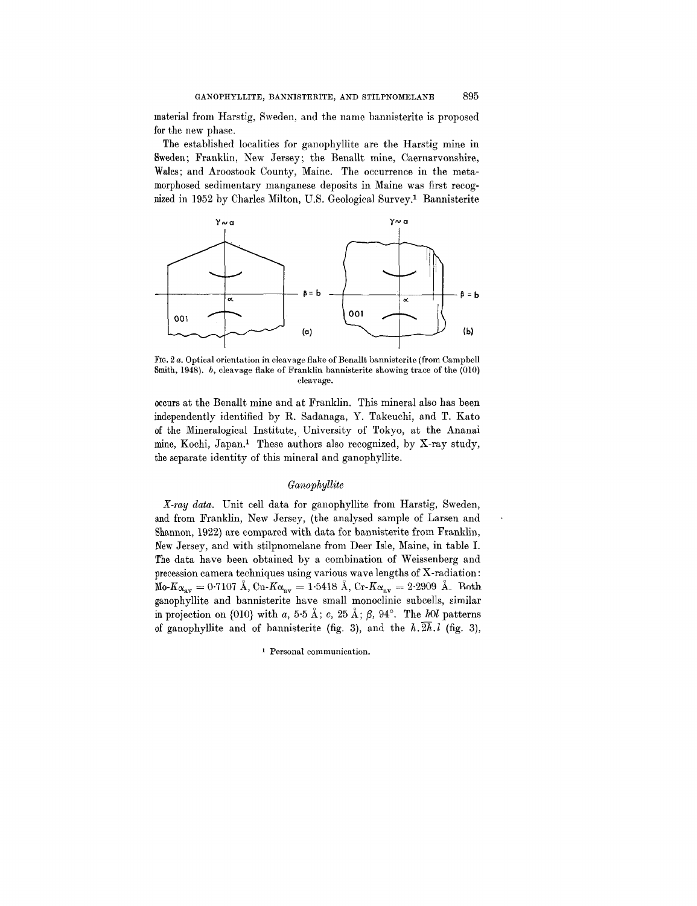material from Harstig, Sweden, and the name bannisterite is proposed for the new phase.

The established localities for ganophyllite are the Harstig mine in Sweden; Franklin, New Jersey; the Benallt mine, Caernarvonshire, Wales; and Aroostook County, Maine. The occurrence in the metamorphosed sedimentary manganese deposits in Maine was first recognized in 1952 by Charles Milton, U.S. Geological Survey.[1] Bannisterite occurs at the Benallt mine and at Franklin. This mineral also has been independently identified by R. Sadanaga, Y. Takeuchi, and T. Kato of the Mineralogical Institute, University of Tokyo, at the Ananai mine, Kochi, Japan.[1] These authors also recognized, by X-ray study, the separate identity of this mineral and ganophyllite.

FIG. 2 *a*. Optical orientation in cleavage flake of Benallt bannisterite (from Campbell Smith, 1948). *b*, cleavage flake of Franklin bannisterite showing trace of the (010) cleavage.

### *Ganophyllite*

*X-ray data.* Unit cell data for ganophyllite from Harstig, Sweden, and from Franklin, New Jersey, (the analysed sample of Larsen and Shannon, 1922) are compared with data for bannisterite from Franklin, New Jersey, and with stilpnomelane from Deer Isle, Maine, in table I. The data have been obtained by a combination of Weissenberg and precession camera techniques using various wave lengths of X-radiation: Mo-$K\alpha_{av}$ = 0·7107 Å, Cu-$K\alpha_{av}$ = 1·5418 Å, Cr-$K\alpha_{av}$ = 2·2909 Å. Both ganophyllite and bannisterite have small monoclinic subcells, similar in projection on {010} with *a*, 5·5 Å; *c*, 25 Å; *β*, 94°. The *h0l* patterns of ganophyllite and of bannisterite (fig. 3), and the $h.\overline{2h}.l$ (fig. 3),

[1] Personal communication.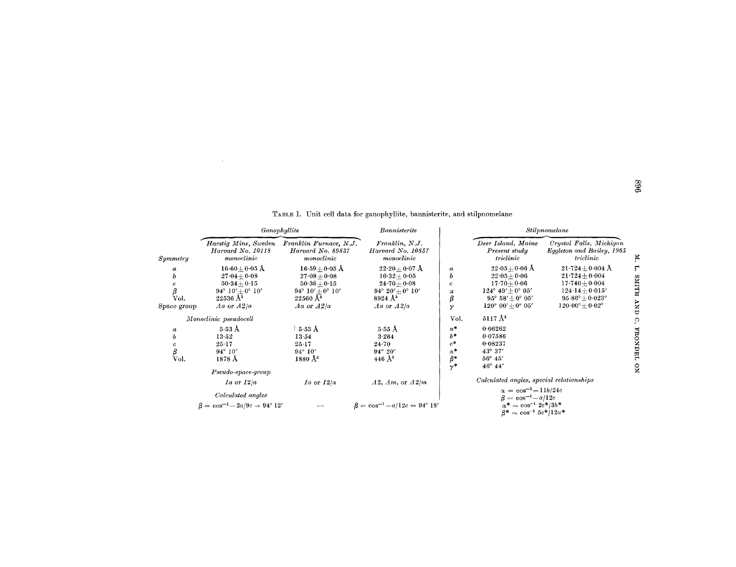TABLE I. Unit cell data for ganophyllite, bannisterite, and stilpnomelane

| | *Ganophyllite* | | *Bannisterite* |
|---|---|---|---|
| | *Harstig Mine, Sweden Harvard No. 10118* | *Franklin Furnace, N.J. Harvard No. 89837* | *Franklin, N.J. Harvard No. 10857* |
| *Symmetry* | *monoclinic* | *monoclinic* | *monoclinic* |
| $a$ | $16{\cdot}60 \pm 0{\cdot}05$ Å | $16{\cdot}59 \pm 0{\cdot}05$ Å | $22{\cdot}20 \pm 0{\cdot}07$ Å |
| $b$ | $27{\cdot}04 \pm 0{\cdot}08$ | $27{\cdot}08 \pm 0{\cdot}08$ | $16{\cdot}32 \pm 0{\cdot}05$ |
| $c$ | $50{\cdot}34 \pm 0{\cdot}15$ | $50{\cdot}36 \pm 0{\cdot}15$ | $24{\cdot}70 \pm 0{\cdot}08$ |
| $\beta$ | $94° \; 10' \pm 0° \; 10'$ | $94° \; 10' \pm 0° \; 10'$ | $94° \; 20' \pm 0° \; 10'$ |
| Vol. | 22536 Å$^3$ | 22560 Å$^3$ | 8924 Å$^3$ |
| Space group | *Aa* or *A2/a* | *Aa* or *A2/a* | *Aa* or *A2/a* |
| *Monoclinic pseudocell* | | | |
| $a$ | 5·53 Å | 5·53 Å | 5·55 Å |
| $b$ | 13·52 | 13·54 | 3·264 |
| $c$ | 25·17 | 25·17 | 24·70 |
| $\beta$ | 94° 10′ | 94° 10′ | 94° 20′ |
| Vol. | 1878 Å | 1880 Å$^3$ | 446 Å$^3$ |
| | *Pseudo-space-group* | | |
| | *Ia* or *I2/a* | *Ia* or *I2/a* | *A2*, *Am*, or *A2/m* |
| | *Calculated angles* | | |
| | $\beta = \cos^{-1} -2a/9c = 94° \; 12'$ | — | $\beta = \cos^{-1} -a/12c = 94° \; 18'$ |

| | *Stilpnomelane* | |
|---|---|---|
| | *Deer Island, Maine Present study* | *Crystal Falls, Michigan Eggleton and Bailey, 1965* |
| | *triclinic* | *triclinic* |
| $a$ | $22{\cdot}05 \pm 0{\cdot}06$ Å | $21{\cdot}724 \pm 0{\cdot}004$ Å |
| $b$ | $22{\cdot}05 \pm 0{\cdot}06$ | $21{\cdot}724 \pm 0{\cdot}004$ |
| $c$ | $17{\cdot}70 \pm 0{\cdot}06$ | $17{\cdot}740 \pm 0{\cdot}004$ |
| $\alpha$ | $124° \; 49' \pm 0° \; 05'$ | $124{\cdot}14 \pm 0{\cdot}015°$ |
| $\beta$ | $95° \; 58' \pm 0° \; 05'$ | $95{\cdot}86° \pm 0{\cdot}023°$ |
| $\gamma$ | $120° \; 00' \pm 0° \; 05'$ | $120{\cdot}00° \pm 0{\cdot}02°$ |
| Vol. | 5117 Å$^3$ | |
| $a^*$ | 0·06262 | |
| $b^*$ | 0·07586 | |
| $c^*$ | 0·08237 | |
| $\alpha^*$ | 43° 37′ | |
| $\beta^*$ | 56° 45′ | |
| $\gamma^*$ | 46° 44′ | |

*Calculated angles, special relationships*

$\alpha = \cos^{-1} -11b/24c$

$\beta = \cos^{-1} -a/12c$

$\alpha^* \approx \cos^{-1} 2c^*/3b^*$

$\beta^* \approx \cos^{-1} 5c^*/12a^*$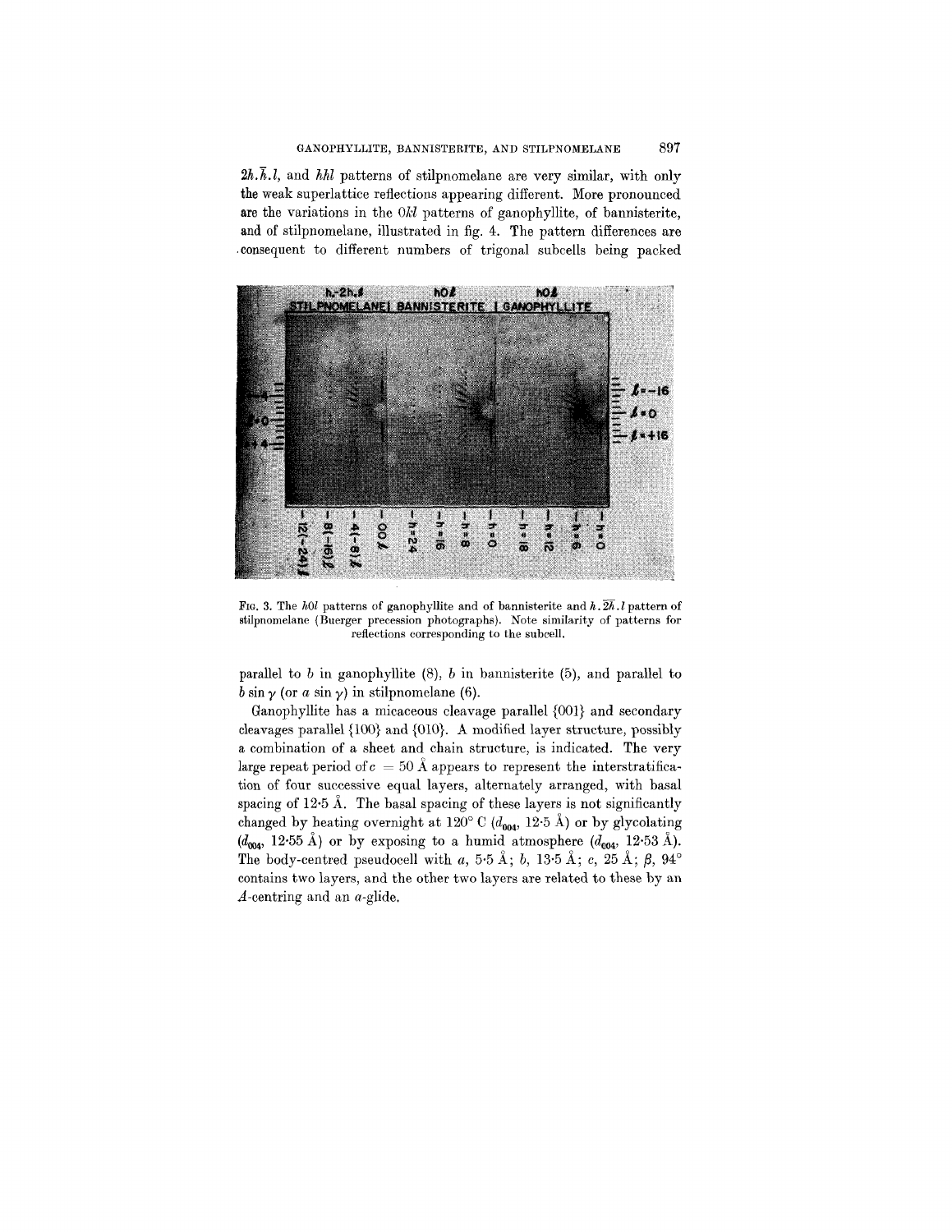$2h.\bar{h}.l$, and $hhl$ patterns of stilpnomelane are very similar, with only the weak superlattice reflections appearing different. More pronounced are the variations in the $0kl$ patterns of ganophyllite, of bannisterite, and of stilpnomelane, illustrated in fig. 4. The pattern differences are consequent to different numbers of trigonal subcells being packed

FIG. 3. The $h0l$ patterns of ganophyllite and of bannisterite and $h.\overline{2h}.l$ pattern of stilpnomelane (Buerger precession photographs). Note similarity of patterns for reflections corresponding to the subcell.

parallel to $b$ in ganophyllite (8), $b$ in bannisterite (5), and parallel to $b \sin \gamma$ (or $a \sin \gamma$) in stilpnomelane (6).

Ganophyllite has a micaceous cleavage parallel {001} and secondary cleavages parallel {100} and {010}. A modified layer structure, possibly a combination of a sheet and chain structure, is indicated. The very large repeat period of $c = 50$ Å appears to represent the interstratification of four successive equal layers, alternately arranged, with basal spacing of 12·5 Å. The basal spacing of these layers is not significantly changed by heating overnight at 120° C ($d_{004}$, 12·5 Å) or by glycolating ($d_{004}$, 12·55 Å) or by exposing to a humid atmosphere ($d_{004}$, 12·53 Å). The body-centred pseudocell with $a$, 5·5 Å; $b$, 13·5 Å; $c$, 25 Å; $\beta$, 94° contains two layers, and the other two layers are related to these by an $A$-centring and an $a$-glide.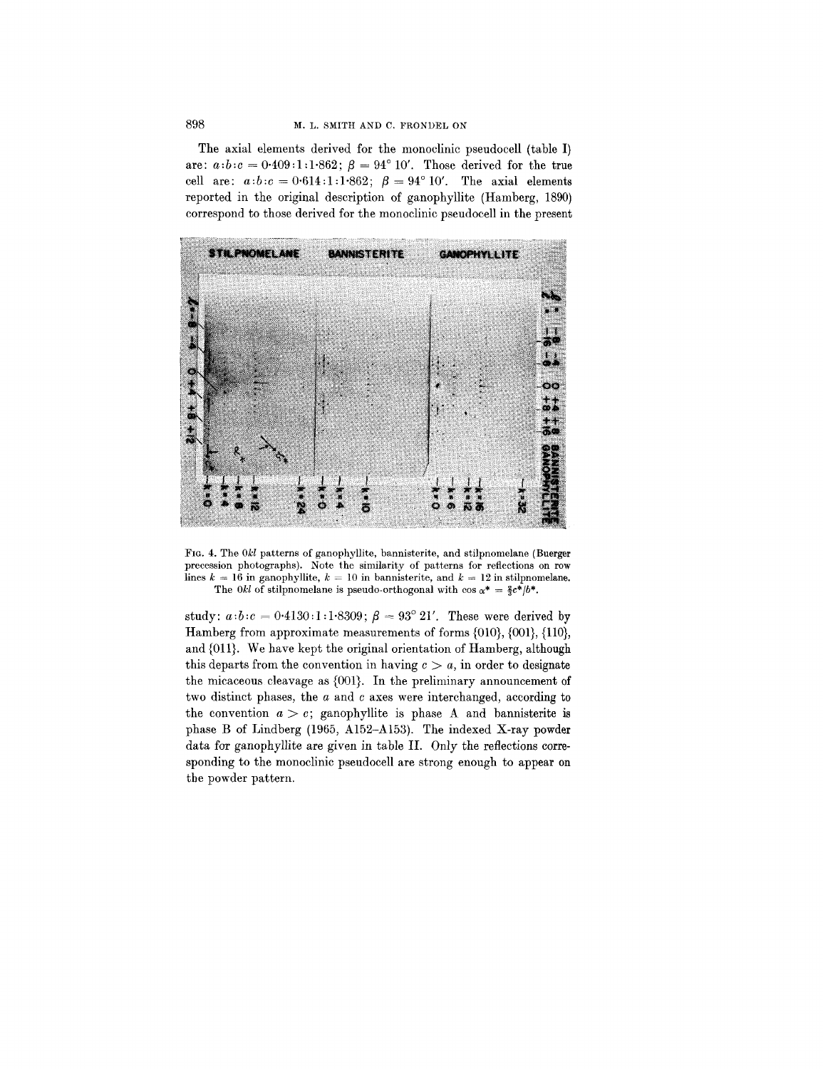The axial elements derived for the monoclinic pseudocell (table I) are: $a:b:c = 0{\cdot}409:1:1{\cdot}862$; $\beta = 94°\ 10'$. Those derived for the true cell are: $a:b:c = 0{\cdot}614:1:1{\cdot}862$; $\beta = 94°\ 10'$. The axial elements reported in the original description of ganophyllite (Hamberg, 1890) correspond to those derived for the monoclinic pseudocell in the present

FIG. 4. The $0kl$ patterns of ganophyllite, bannisterite, and stilpnomelane (Buerger precession photographs). Note the similarity of patterns for reflections on row lines $k = 16$ in ganophyllite, $k = 10$ in bannisterite, and $k = 12$ in stilpnomelane. The $0kl$ of stilpnomelane is pseudo-orthogonal with $\cos \alpha^* = \frac{2}{3}c^*/b^*$.

study: $a:b:c = 0{\cdot}4130:1:1{\cdot}8309$; $\beta = 93°\ 21'$. These were derived by Hamberg from approximate measurements of forms {010}, {001}, {110}, and {011}. We have kept the original orientation of Hamberg, although this departs from the convention in having $c > a$, in order to designate the micaceous cleavage as {001}. In the preliminary announcement of two distinct phases, the $a$ and $c$ axes were interchanged, according to the convention $a > c$; ganophyllite is phase A and bannisterite is phase B of Lindberg (1965, A152–A153). The indexed X-ray powder data for ganophyllite are given in table II. Only the reflections corresponding to the monoclinic pseudocell are strong enough to appear on the powder pattern.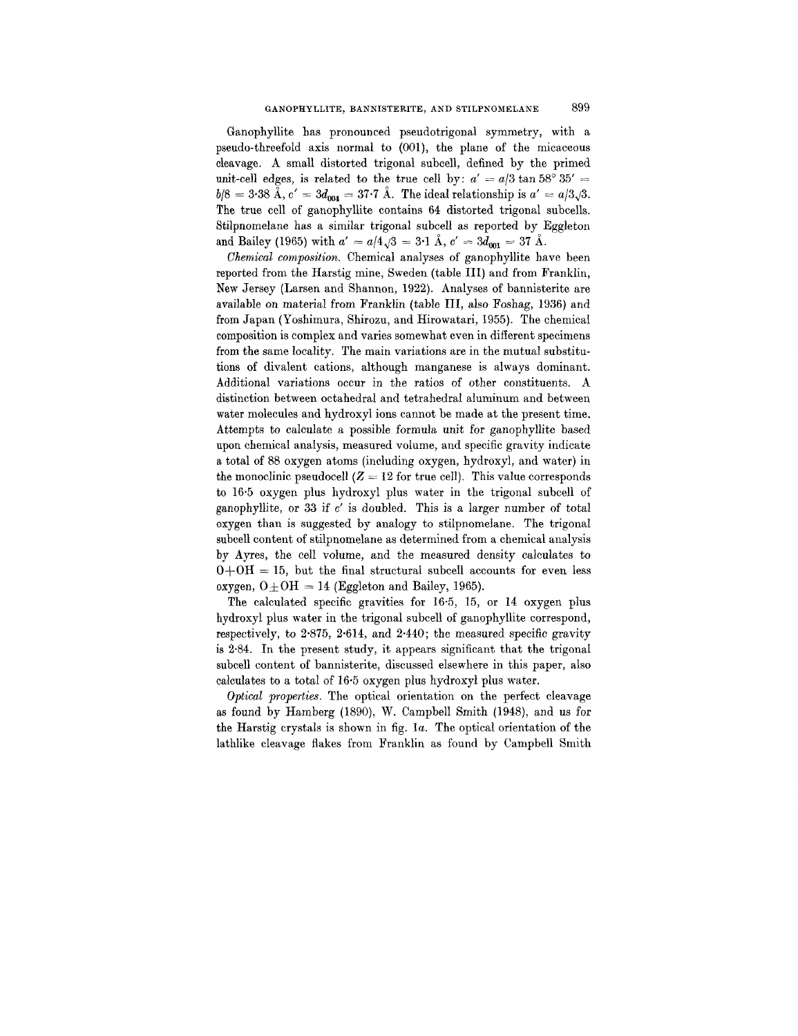Ganophyllite has pronounced pseudotrigonal symmetry, with a pseudo-threefold axis normal to (001), the plane of the micaceous cleavage. A small distorted trigonal subcell, defined by the primed unit-cell edges, is related to the true cell by: $a' = a/3 \tan 58° 35' = b/8 = 3{\cdot}38$ Å, $c' = 3d_{004} = 37{\cdot}7$ Å. The ideal relationship is $a' = a/3\sqrt{3}$. The true cell of ganophyllite contains 64 distorted trigonal subcells. Stilpnomelane has a similar trigonal subcell as reported by Eggleton and Bailey (1965) with $a' = a/4\sqrt{3} = 3{\cdot}1$ Å, $c' = 3d_{001} = 37$ Å.

*Chemical composition.* Chemical analyses of ganophyllite have been reported from the Harstig mine, Sweden (table III) and from Franklin, New Jersey (Larsen and Shannon, 1922). Analyses of bannisterite are available on material from Franklin (table III, also Foshag, 1936) and from Japan (Yoshimura, Shirozu, and Hirowatari, 1955). The chemical composition is complex and varies somewhat even in different specimens from the same locality. The main variations are in the mutual substitutions of divalent cations, although manganese is always dominant. Additional variations occur in the ratios of other constituents. A distinction between octahedral and tetrahedral aluminum and between water molecules and hydroxyl ions cannot be made at the present time. Attempts to calculate a possible formula unit for ganophyllite based upon chemical analysis, measured volume, and specific gravity indicate a total of 88 oxygen atoms (including oxygen, hydroxyl, and water) in the monoclinic pseudocell ($Z = 12$ for true cell). This value corresponds to 16·5 oxygen plus hydroxyl plus water in the trigonal subcell of ganophyllite, or 33 if $c'$ is doubled. This is a larger number of total oxygen than is suggested by analogy to stilpnomelane. The trigonal subcell content of stilpnomelane as determined from a chemical analysis by Ayres, the cell volume, and the measured density calculates to $O+OH = 15$, but the final structural subcell accounts for even less oxygen, $O+OH = 14$ (Eggleton and Bailey, 1965).

The calculated specific gravities for 16·5, 15, or 14 oxygen plus hydroxyl plus water in the trigonal subcell of ganophyllite correspond, respectively, to 2·875, 2·614, and 2·440; the measured specific gravity is 2·84. In the present study, it appears significant that the trigonal subcell content of bannisterite, discussed elsewhere in this paper, also calculates to a total of 16·5 oxygen plus hydroxyl plus water.

*Optical properties.* The optical orientation on the perfect cleavage as found by Hamberg (1890), W. Campbell Smith (1948), and us for the Harstig crystals is shown in fig. 1*a*. The optical orientation of the lathlike cleavage flakes from Franklin as found by Campbell Smith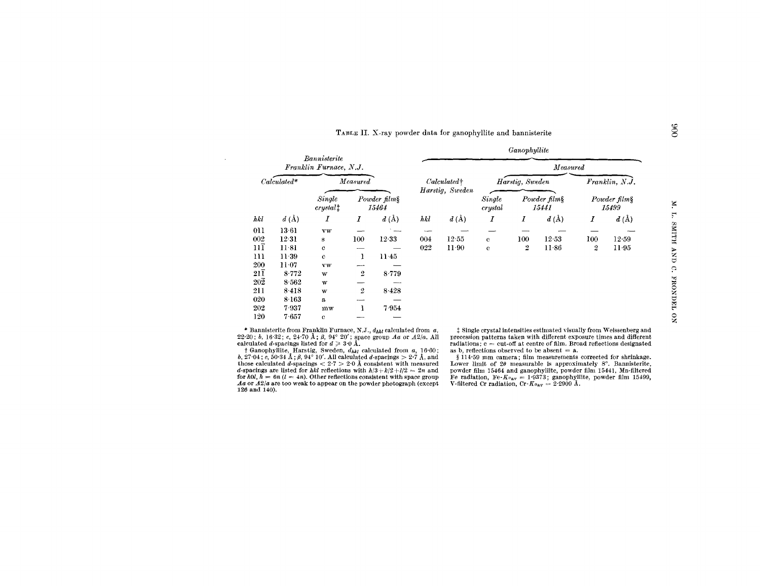TABLE II. X-ray powder data for ganophyllite and bannisterite

| Bannisterite Franklin Furnace, N.J. | | | | | Ganophyllite | | | | | | |
|---|---|---|---|---|---|---|---|---|---|---|---|
| Calculated* | | Measured | | | Calculated† Harstig, Sweden | | Measured | | | | |
| | | Single crystal‡ | Powder film§ 15464 | | | | Harstig, Sweden | | | Franklin, N.J. | |
| | | | | | | | Single crystal | Powder film§ 15441 | | Powder film§ 15499 | |
| *hkl* | *d* (Å) | *I* | *I* | *d* (Å) | *hkl* | *d* (Å) | *I* | *I* | *d* (Å) | *I* | *d* (Å) |
| 011 | 13·61 | vw | — | — | — | — | — | — | — | — | — |
| 002 | 12·31 | s | 100 | 12·33 | 004 | 12·55 | c | 100 | 12·53 | 100 | 12·59 |
| $11\bar{1}$ | 11·81 | c | — | — | 022 | 11·90 | c | 2 | 11·86 | 2 | 11·95 |
| 111 | 11·39 | c | 1 | 11·45 | | | | | | | |
| 200 | 11·07 | vw | — | — | | | | | | | |
| $21\bar{1}$ | 8·772 | w | 2 | 8·779 | | | | | | | |
| $20\bar{2}$ | 8·562 | w | — | — | | | | | | | |
| 211 | 8·418 | w | 2 | 8·428 | | | | | | | |
| 020 | 8·163 | a | — | — | | | | | | | |
| 202 | 7·937 | mw | 1 | 7·954 | | | | | | | |
| 120 | 7·657 | c | — | — | | | | | | | |

\* Bannisterite from Franklin Furnace, N.J., $d_{hkl}$ calculated from *a*, 22·20; *b*, 16·32; *c*, 24·70 Å; *β*, 94° 20′; space group *Aa* or *A2/a*. All calculated *d*-spacings listed for $d \geqslant 3{\cdot}0$ Å.

† Ganophyllite, Harstig, Sweden, $d_{hkl}$ calculated from *a*, 16·60; *b*, 27·04; *c*, 50·34 Å; *β*, 94° 10′. All calculated *d*-spacings > 2·7 Å, and those calculated *d*-spacings < 2·7 > 2·0 Å consistent with measured *d*-spacings are listed for *hkl* reflections with $h/3+k/2+l/2 = 2n$ and for *h0l*, $h = 6n$ ($l = 4n$). Other reflections consistent with space group *Aa* or *A2/a* are too weak to appear on the powder photograph (except 126 and 140).

‡ Single crystal intensities estimated visually from Weissenberg and precession patterns taken with different exposure times and different radiations; c = cut-off at centre of film. Broad reflections designated as b, reflections observed to be absent = a.

§ 114·59 mm camera; film measurements corrected for shrinkage. Lower limit of 2*θ* measurable is approximately 8°. Bannisterite, powder film 15464 and ganophyllite, powder film 15441, Mn-filtered Fe radiation, Fe-$K\alpha_{av}$ = 1·9373; ganophyllite, powder film 15499, V-filtered Cr radiation, Cr-$K\alpha_{av}$ = 2·2909 Å.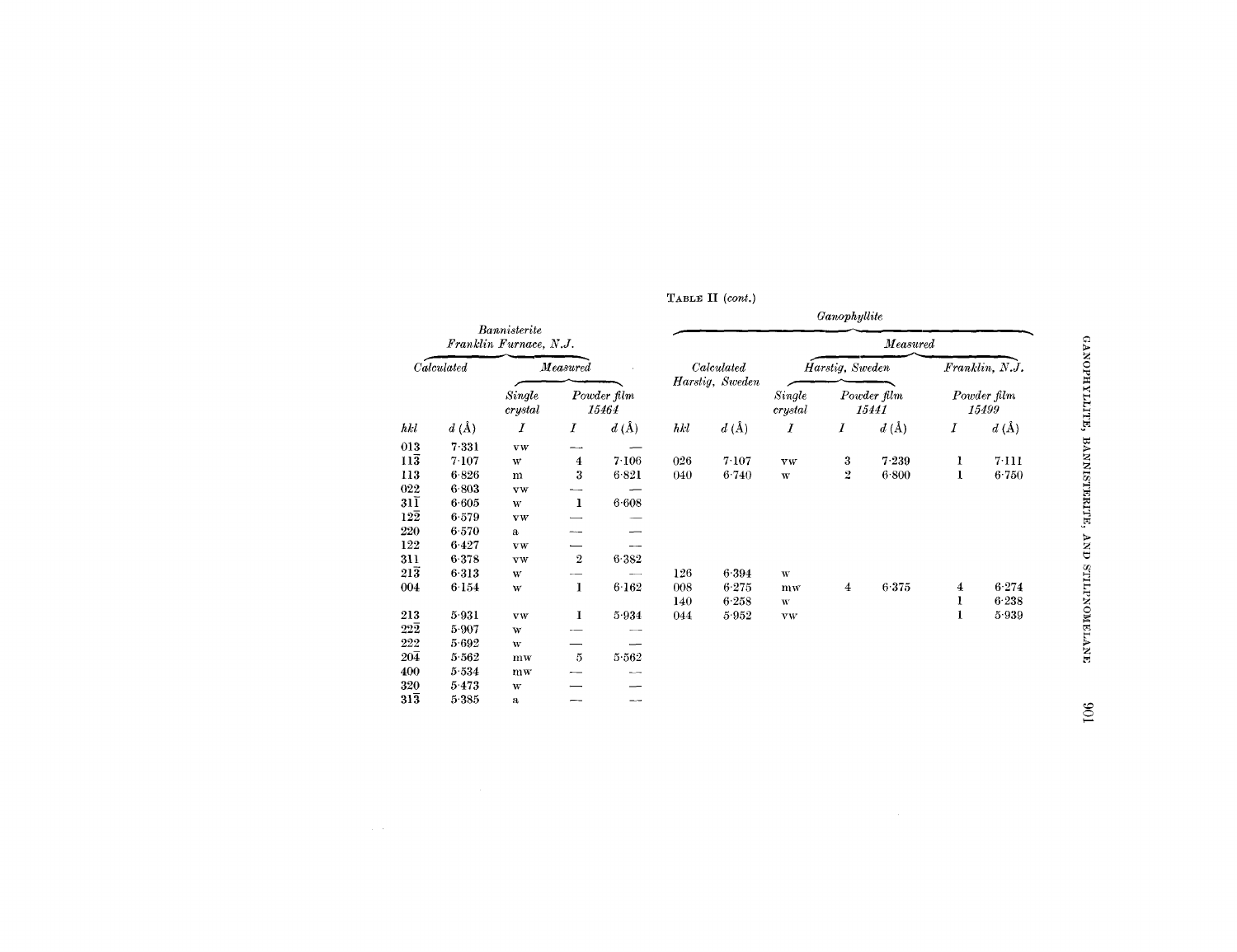TABLE II (*cont.*)

| *Bannisterite Franklin Furnace, N.J.* | | | | |
|---|---|---|---|---|
| *Calculated* | | *Measured* | | |
| | | *Single crystal* | *Powder film 15464* | |
| *hkl* | *d* (Å) | *I* | *I* | *d* (Å) |
| 013 | 7·331 | vw | — | — |
| $11\bar{3}$ | 7·107 | w | 4 | 7·106 |
| 113 | 6·826 | m | 3 | 6·821 |
| 022 | 6·803 | vw | — | — |
| $31\bar{1}$ | 6·605 | w | 1 | 6·608 |
| $12\bar{2}$ | 6·579 | vw | — | — |
| 220 | 6·570 | a | — | — |
| 122 | 6·427 | vw | — | — |
| 311 | 6·378 | vw | 2 | 6·382 |
| $21\bar{3}$ | 6·313 | w | — | — |
| 004 | 6·154 | w | 1 | 6·162 |
| 213 | 5·931 | vw | 1 | 5·934 |
| $22\bar{2}$ | 5·907 | w | — | — |
| 222 | 5·692 | w | — | — |
| $20\bar{4}$ | 5·562 | mw | 5 | 5·562 |
| 400 | 5·534 | mw | — | — |
| 320 | 5·473 | w | — | — |
| $31\bar{3}$ | 5·385 | a | — | — |

| *Ganophyllite* | | | | | | |
|---|---|---|---|---|---|---|
| *Calculated Harstig, Sweden* | | *Measured* | | | | |
| | | *Harstig, Sweden* | | | *Franklin, N.J.* | |
| | | *Single crystal* | *Powder film 15441* | | *Powder film 15499* | |
| *hkl* | *d* (Å) | *I* | *I* | *d* (Å) | *I* | *d* (Å) |
| 026 | 7·107 | vw | 3 | 7·239 | 1 | 7·111 |
| 040 | 6·740 | w | 2 | 6·800 | 1 | 6·750 |
| 126 | 6·394 | w | | | | |
| 008 | 6·275 | mw | 4 | 6·375 | 4 | 6·274 |
| 140 | 6·258 | w | | | 1 | 6·238 |
| 044 | 5·952 | vw | | | 1 | 5·939 |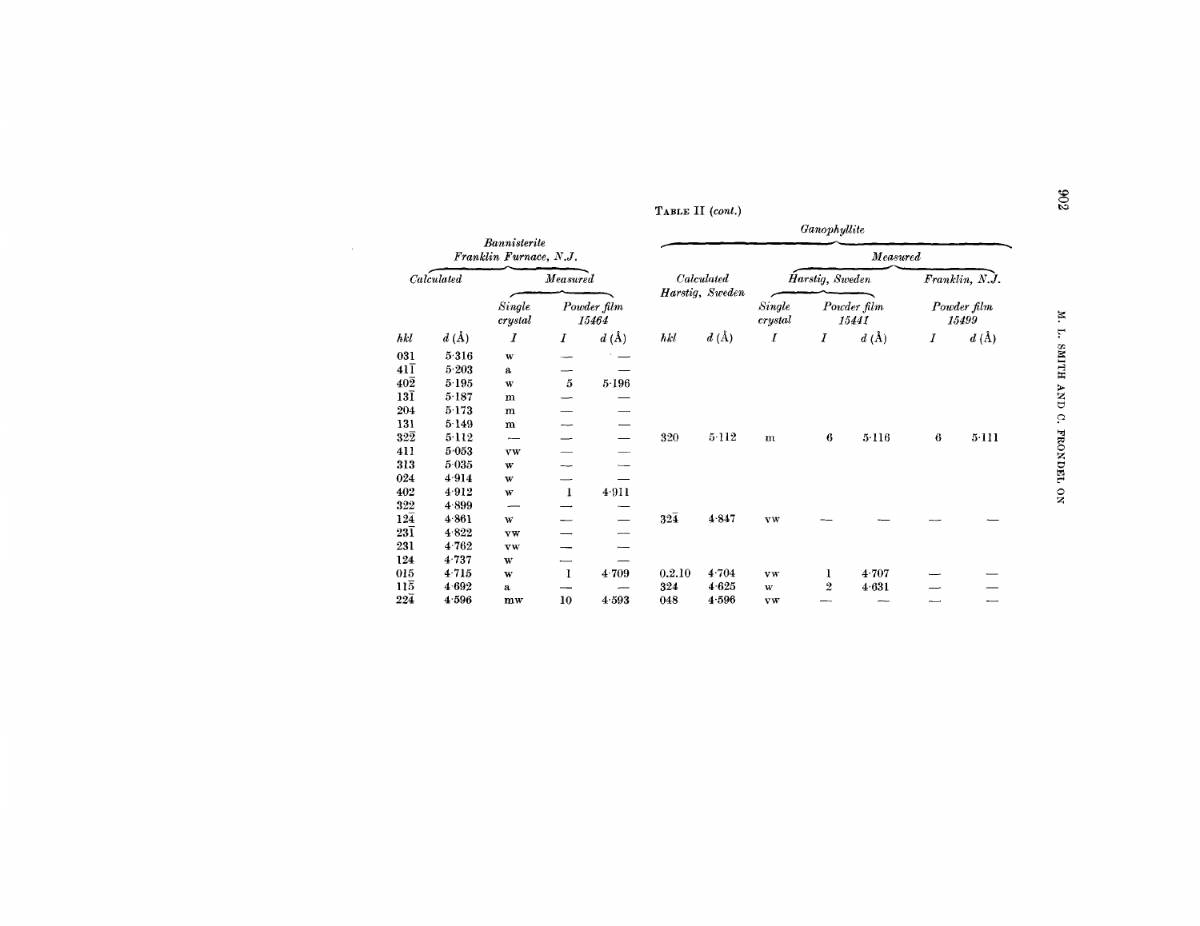**Table II** (*cont.*)

| *Bannisterite* Franklin Furnace, N.J. | | | | | *Ganophyllite* | | | | | | |
|---|---|---|---|---|---|---|---|---|---|---|---|
| *Calculated* | | *Measured* | | | *Calculated* Harstig, Sweden | | *Measured* Harstig, Sweden | | | *Measured* Franklin, N.J. | |
| | | *Single crystal* | *Powder film 15464* | | | | *Single crystal* | *Powder film 15441* | | *Powder film 15499* | |
| *hkl* | *d* (Å) | *I* | *I* | *d* (Å) | *hkl* | *d* (Å) | *I* | *I* | *d* (Å) | *I* | *d* (Å) |
| 031 | 5·316 | w | — | — | | | | | | | |
| 41$\bar{1}$ | 5·203 | a | — | — | | | | | | | |
| 40$\bar{2}$ | 5·195 | w | 5 | 5·196 | | | | | | | |
| 13$\bar{1}$ | 5·187 | m | — | — | | | | | | | |
| 204 | 5·173 | m | — | — | | | | | | | |
| 131 | 5·149 | m | — | — | | | | | | | |
| 32$\bar{2}$ | 5·112 | — | — | — | 320 | 5·112 | m | 6 | 5·116 | 6 | 5·111 |
| 411 | 5·053 | vw | — | — | | | | | | | |
| 313 | 5·035 | w | — | — | | | | | | | |
| 024 | 4·914 | w | — | — | | | | | | | |
| 402 | 4·912 | w | 1 | 4·911 | | | | | | | |
| 322 | 4·899 | — | — | — | | | | | | | |
| 12$\bar{4}$ | 4·861 | w | — | — | 32$\bar{4}$ | 4·847 | vw | — | — | — | — |
| 23$\bar{1}$ | 4·822 | vw | — | — | | | | | | | |
| 231 | 4·762 | vw | — | — | | | | | | | |
| 124 | 4·737 | w | — | — | | | | | | | |
| 015 | 4·715 | w | 1 | 4·709 | 0.2.10 | 4·704 | vw | 1 | 4·707 | — | — |
| 11$\bar{5}$ | 4·692 | a | — | — | 324 | 4·625 | w | 2 | 4·631 | — | — |
| 22$\bar{4}$ | 4·596 | mw | 10 | 4·593 | 048 | 4·596 | vw | — | — | — | — |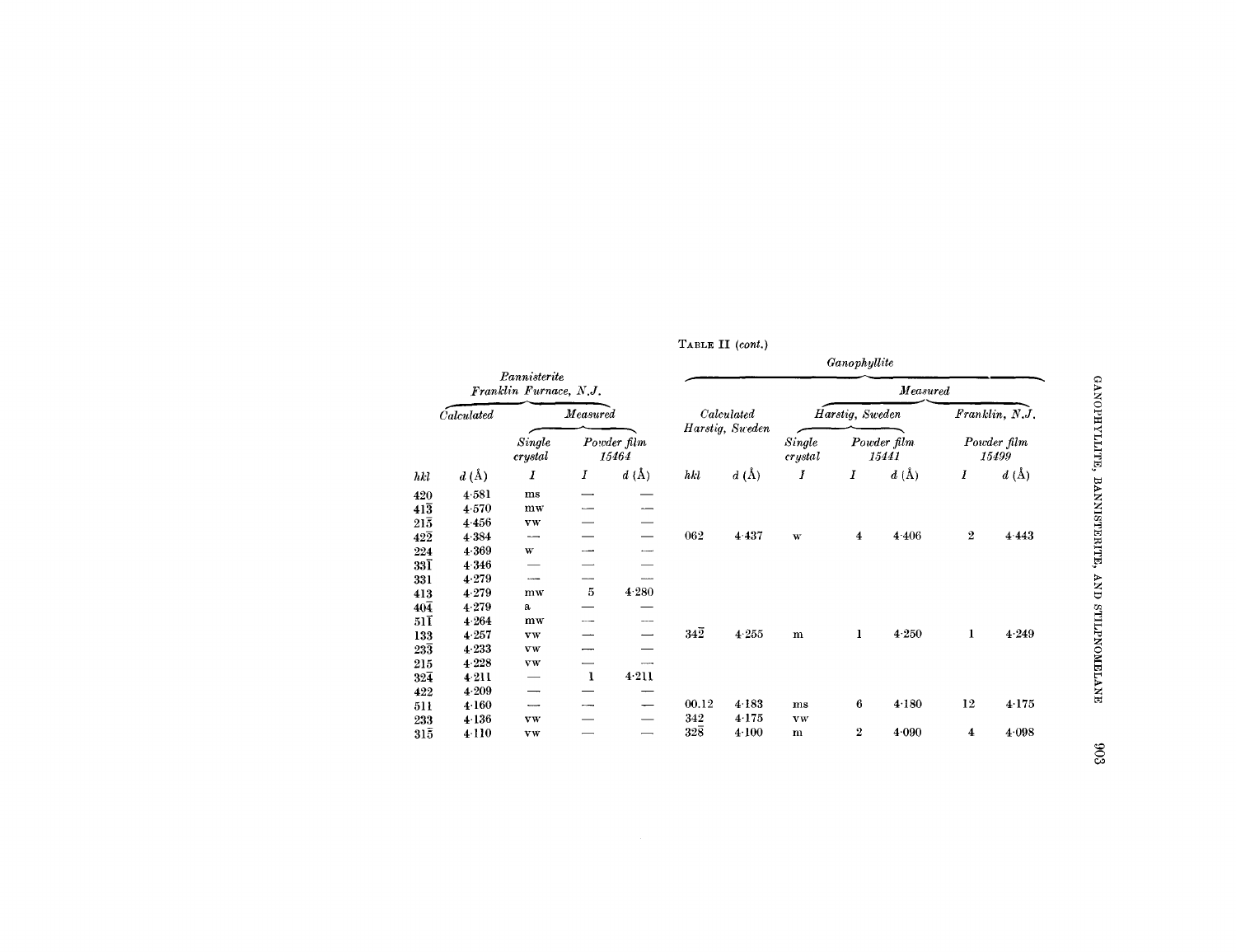TABLE II (*cont.*)

| *Bannisterite Franklin Furnace, N.J.* | | | | | *Ganophyllite* | | | | | | |
|---|---|---|---|---|---|---|---|---|---|---|---|
| *Calculated* | | *Measured* | | | *Calculated Harstig, Sweden* | | *Measured* | | | | |
| | | | | | | | *Harstig, Sweden* | | | *Franklin, N.J.* | |
| | | *Single crystal* | *Powder film 15464* | | | | *Single crystal* | *Powder film 15441* | | *Powder film 15499* | |
| *hkl* | *d* (Å) | *I* | *I* | *d* (Å) | *hkl* | *d* (Å) | *I* | *I* | *d* (Å) | *I* | *d* (Å) |
| 420 | 4·581 | ms | — | — | | | | | | | |
| $41\bar{3}$ | 4·570 | mw | — | — | | | | | | | |
| $21\bar{5}$ | 4·456 | vw | — | — | | | | | | | |
| $42\bar{2}$ | 4·384 | — | — | — | 062 | 4·437 | w | 4 | 4·406 | 2 | 4·443 |
| 224 | 4·369 | w | — | — | | | | | | | |
| $33\bar{1}$ | 4·346 | — | — | — | | | | | | | |
| 331 | 4·279 | — | — | — | | | | | | | |
| 413 | 4·279 | mw | 5 | 4·280 | | | | | | | |
| $40\bar{4}$ | 4·279 | a | — | — | | | | | | | |
| $51\bar{1}$ | 4·264 | mw | — | — | | | | | | | |
| 133 | 4·257 | vw | — | — | $34\bar{2}$ | 4·255 | m | 1 | 4·250 | 1 | 4·249 |
| $23\bar{3}$ | 4·233 | vw | — | — | | | | | | | |
| 215 | 4·228 | vw | — | — | | | | | | | |
| $32\bar{4}$ | 4·211 | — | 1 | 4·211 | | | | | | | |
| 422 | 4·209 | — | — | — | | | | | | | |
| 511 | 4·160 | — | — | — | 00.12 | 4·183 | ms | 6 | 4·180 | 12 | 4·175 |
| 233 | 4·136 | vw | — | — | 342 | 4·175 | vw | | | | |
| $31\bar{5}$ | 4·110 | vw | — | — | $32\bar{8}$ | 4·100 | m | 2 | 4·090 | 4 | 4·098 |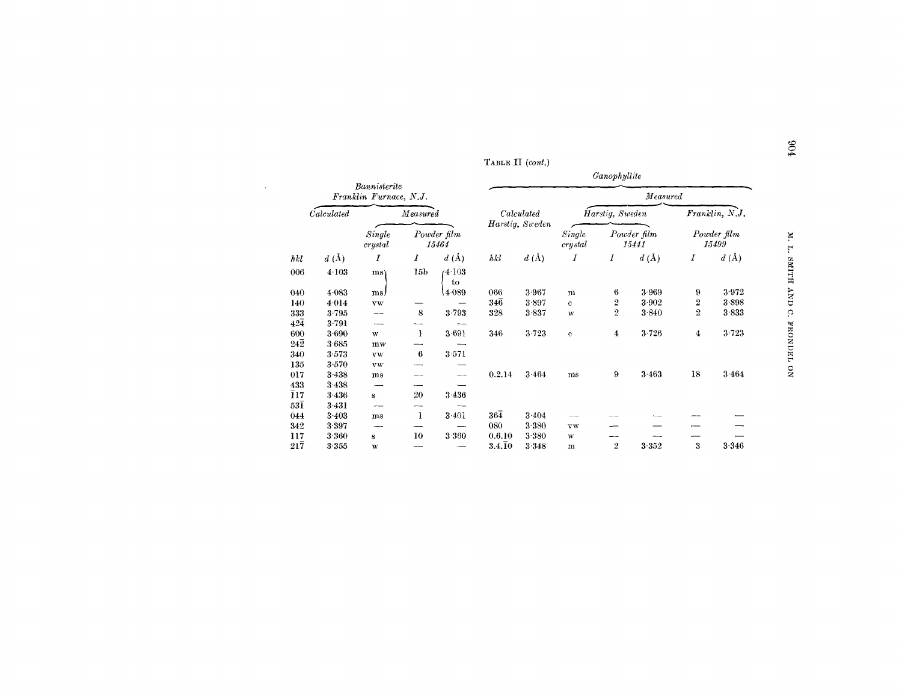TABLE II (*cont.*)

| Bannisterite Franklin Furnace, N.J. | | | | | Ganophyllite | | | | | | |
|---|---|---|---|---|---|---|---|---|---|---|---|
| Calculated | | Measured | | | Calculated Harstig, Sweden | | Measured | | | | |
| | | | | | | | Harstig, Sweden | | | Franklin, N.J. | |
| | | *Single crystal* | *Powder film 15464* | | | | *Single crystal* | *Powder film 15441* | | *Powder film 15499* | |
| *hkl* | *d* (Å) | *I* | *I* | *d* (Å) | *hkl* | *d* (Å) | *I* | *I* | *d* (Å) | *I* | *d* (Å) |
| 006 | 4·103 | ms | 15b | 4·103 to 4·089 | | | | | | | |
| 040 | 4·083 | ms | | | 066 | 3·967 | m | 6 | 3·969 | 9 | 3·972 |
| 140 | 4·014 | vw | — | — | $34\bar{6}$ | 3·897 | c | 2 | 3·902 | 2 | 3·898 |
| 333 | 3·795 | — | 8 | 3·793 | 328 | 3·837 | w | 2 | 3·840 | 2 | 3·833 |
| $42\bar{4}$ | 3·791 | — | — | — | | | | | | | |
| 600 | 3·690 | w | 1 | 3·691 | 346 | 3·723 | c | 4 | 3·726 | 4 | 3·723 |
| $24\bar{2}$ | 3·685 | mw | — | — | | | | | | | |
| 340 | 3·573 | vw | 6 | 3·571 | | | | | | | |
| 135 | 3·570 | vw | — | — | | | | | | | |
| 017 | 3·438 | ms | — | — | 0.2.14 | 3·464 | ms | 9 | 3·463 | 18 | 3·464 |
| 433 | 3·438 | — | — | — | | | | | | | |
| $\bar{1}17$ | 3·436 | s | 20 | 3·436 | | | | | | | |
| $53\bar{1}$ | 3·431 | — | — | — | | | | | | | |
| 044 | 3·403 | ms | 1 | 3·401 | $36\bar{4}$ | 3·404 | — | — | — | — | — |
| 342 | 3·397 | — | — | — | 080 | 3·380 | vw | — | — | — | — |
| 117 | 3·360 | s | 10 | 3·360 | 0.6.10 | 3·380 | w | — | — | — | — |
| $21\bar{7}$ | 3·355 | w | — | — | $3.4.\bar{1}0$ | 3·348 | m | 2 | 3·352 | 3 | 3·346 |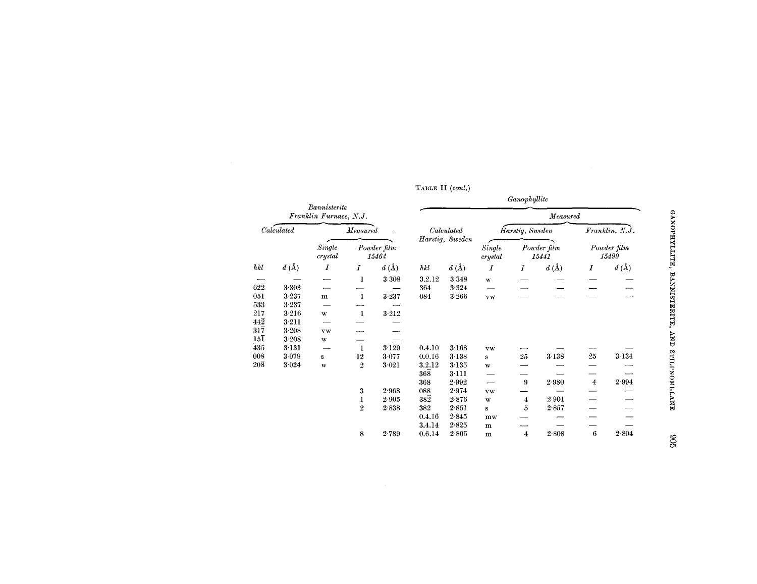TABLE II (*cont.*)

| *Bannisterite Franklin Furnace, N.J.* | | | | | *Ganophyllite* | | | | | | |
|---|---|---|---|---|---|---|---|---|---|---|---|
| *Calculated* | | *Measured* | | | *Calculated Harstig, Sweden* | | *Measured* | | | | |
| | | *Single crystal* | *Powder film 15464* | | | | *Harstig, Sweden* | | | *Franklin, N.J.* | |
| | | | | | | | *Single crystal* | *Powder film 15441* | | *Powder film 15499* | |
| *hkl* | *d* (Å) | *I* | *I* | *d* (Å) | *hkl* | *d* (Å) | *I* | *I* | *d* (Å) | *I* | *d* (Å) |
| — | — | — | 1 | 3·308 | 3.2.12 | 3·348 | w | — | — | — | — |
| $62\bar{2}$ | 3·303 | — | — | — | 364 | 3·324 | — | — | — | — | — |
| 051 | 3·237 | m | 1 | 3·237 | 084 | 3·266 | vw | — | — | — | — |
| 533 | 3·237 | — | — | — | | | | | | | |
| 217 | 3·216 | w | 1 | 3·212 | | | | | | | |
| $44\bar{2}$ | 3·211 | — | — | — | | | | | | | |
| $31\bar{7}$ | 3·208 | vw | — | — | | | | | | | |
| $15\bar{1}$ | 3·208 | w | — | — | | | | | | | |
| $\bar{4}35$ | 3·131 | — | 1 | 3·129 | 0.4.10 | 3·168 | vw | — | — | — | — |
| 008 | 3·079 | s | 12 | 3·077 | 0.0.16 | 3·138 | s | 25 | 3·138 | 25 | 3·134 |
| $20\bar{8}$ | 3·024 | w | 2 | 3·021 | 3.2.12 | 3·135 | w | — | — | — | — |
| | | | | | $36\bar{8}$ | 3·111 | — | — | — | — | — |
| | | | | | 368 | 2·992 | — | 9 | 2·980 | 4 | 2·994 |
| | | | 3 | 2·968 | 088 | 2·974 | vw | — | — | — | — |
| | | | 1 | 2·905 | $38\bar{2}$ | 2·876 | w | 4 | 2·901 | — | — |
| | | | 2 | 2·838 | 382 | 2·851 | s | 5 | 2·857 | — | — |
| | | | | | 0.4.16 | 2·845 | mw | — | — | — | — |
| | | | | | 3.4.14 | 2·825 | m | — | — | — | — |
| | | | 8 | 2·789 | 0.6.14 | 2·805 | m | 4 | 2·808 | 6 | 2·804 |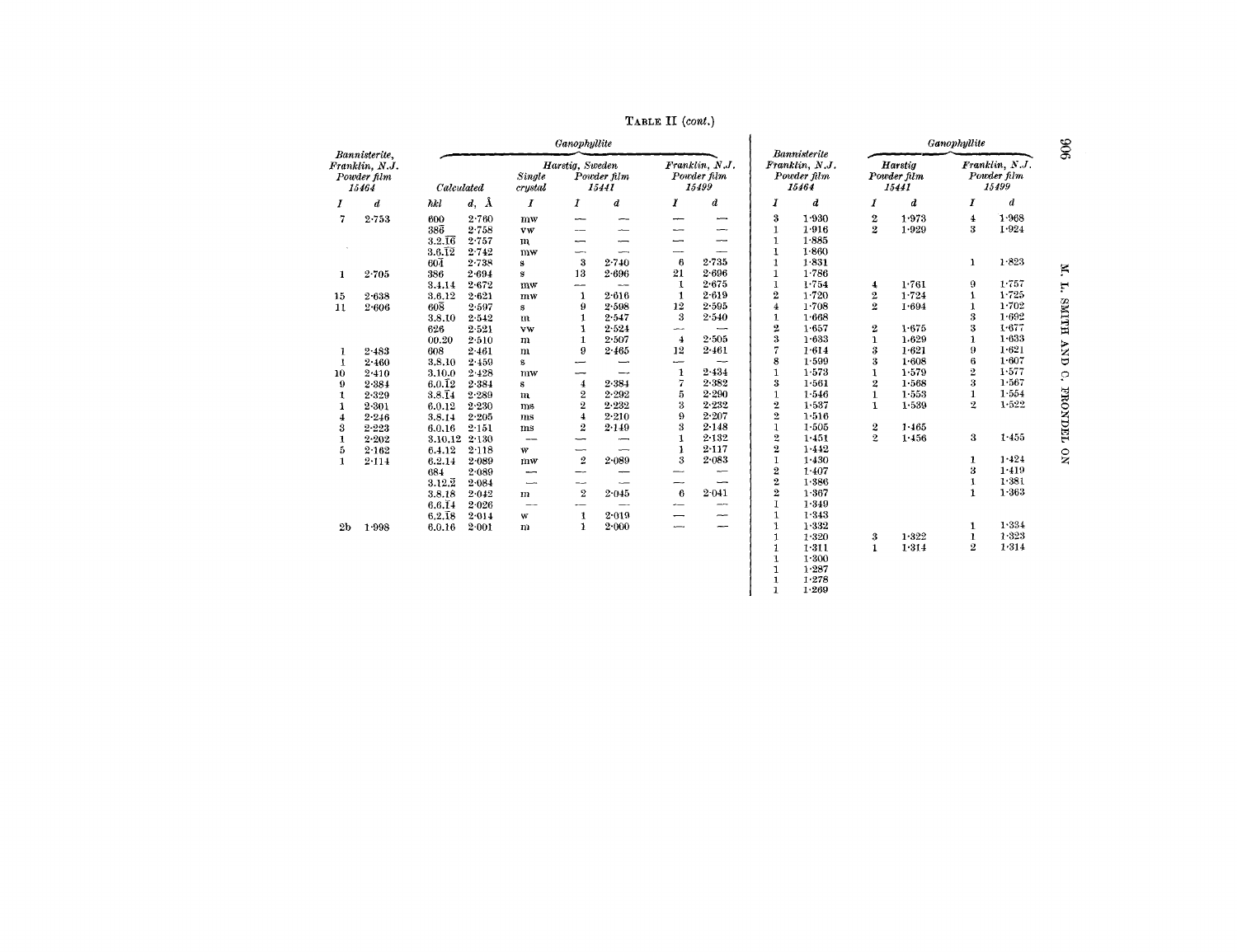TABLE II (*cont.*)

| Bannisterite, Franklin, N.J. Powder film 15464 | | Ganophyllite | | | | | | |
|---|---|---|---|---|---|---|---|---|
| | | Calculated | | Harstig, Sweden | | | Franklin, N.J. Powder film 15499 | |
| | | | | Single crystal | Powder film 15441 | | | |
| *I* | *d* | *hkl* | *d*, Å | *I* | *I* | *d* | *I* | *d* |
| 7 | 2·753 | 600 | 2·760 | mw | — | — | — | — |
| | | 38$\bar{6}$ | 2·758 | vw | — | — | — | — |
| | | 3.2.$\overline{16}$ | 2·757 | m | — | — | — | — |
| | | 3.6.$\overline{12}$ | 2·742 | mw | — | — | — | — |
| | | 60$\bar{4}$ | 2·738 | s | 3 | 2·740 | 6 | 2·735 |
| 1 | 2·705 | 386 | 2·694 | s | 13 | 2·696 | 21 | 2·696 |
| | | 3.4.14 | 2·672 | mw | — | — | 1 | 2·675 |
| 15 | 2·638 | 3.6.12 | 2·621 | mw | 1 | 2·616 | 1 | 2·619 |
| 11 | 2·606 | 60$\bar{8}$ | 2·597 | s | 9 | 2·598 | 12 | 2·595 |
| | | 3.8.10 | 2·542 | m | 1 | 2·547 | 3 | 2·540 |
| | | 626 | 2·521 | vw | 1 | 2·524 | — | — |
| | | 00.20 | 2·510 | m | 1 | 2·507 | 4 | 2·505 |
| 1 | 2·483 | 608 | 2·461 | m | 9 | 2·465 | 12 | 2·461 |
| 1 | 2·460 | 3.8.10 | 2·459 | s | — | — | — | — |
| 10 | 2·410 | 3.10.0 | 2·428 | mw | — | — | 1 | 2·434 |
| 9 | 2·384 | 6.0.$\overline{12}$ | 2·384 | s | 4 | 2·384 | 7 | 2·382 |
| 1 | 2·329 | 3.8.$\overline{14}$ | 2·289 | m | 2 | 2·292 | 5 | 2·290 |
| 1 | 2·301 | 6.0.12 | 2·230 | ms | 2 | 2·232 | 3 | 2·232 |
| 4 | 2·246 | 3.8.14 | 2·205 | ms | 4 | 2·210 | 9 | 2·207 |
| 3 | 2·223 | 6.0.16 | 2·151 | ms | 2 | 2·149 | 3 | 2·148 |
| 1 | 2·202 | 3.10.12 | 2·130 | — | — | — | 1 | 2·132 |
| 5 | 2·162 | 6.4.12 | 2·118 | w | — | — | 1 | 2·117 |
| 1 | 2·114 | 6.2.14 | 2·089 | mw | 2 | 2·089 | 3 | 2·083 |
| | | 684 | 2·089 | — | — | — | — | — |
| | | 3.12.$\bar{2}$ | 2·084 | — | — | — | — | — |
| | | 3.8.18 | 2·042 | m | 2 | 2·045 | 6 | 2·041 |
| | | 6.6.$\overline{14}$ | 2·026 | — | — | — | — | — |
| | | 6.2.$\overline{18}$ | 2·014 | w | 1 | 2·019 | — | — |
| 2b | 1·998 | 6.0.16 | 2·001 | m | 1 | 2·000 | — | — |

| Bannisterite Franklin, N.J. Powder film 15464 | | Ganophyllite | | | |
|---|---|---|---|---|---|
| | | Harstig Powder film 15441 | | Franklin, N.J. Powder film 15499 | |
| *I* | *d* | *I* | *d* | *I* | *d* |
| 3 | 1·930 | 2 | 1·973 | 4 | 1·968 |
| 1 | 1·916 | 2 | 1·929 | 3 | 1·924 |
| 1 | 1·885 | | | | |
| 1 | 1·860 | | | | |
| 1 | 1·831 | | | 1 | 1·823 |
| 1 | 1·786 | | | | |
| 1 | 1·754 | 4 | 1·761 | 9 | 1·757 |
| 2 | 1·720 | 2 | 1·724 | 1 | 1·725 |
| 4 | 1·708 | 2 | 1·694 | 1 | 1·702 |
| 1 | 1·668 | | | 3 | 1·692 |
| 2 | 1·657 | 2 | 1·675 | 3 | 1·677 |
| 3 | 1·633 | 1 | 1·629 | 1 | 1·633 |
| 7 | 1·614 | 3 | 1·621 | 9 | 1·621 |
| 8 | 1·599 | 3 | 1·608 | 6 | 1·607 |
| 1 | 1·573 | 1 | 1·579 | 2 | 1·577 |
| 3 | 1·561 | 2 | 1·568 | 3 | 1·567 |
| 1 | 1·546 | 1 | 1·553 | 1 | 1·554 |
| 2 | 1·537 | 1 | 1·539 | 2 | 1·522 |
| 2 | 1·516 | | | | |
| 1 | 1·505 | 2 | 1·465 | | |
| 2 | 1·451 | 2 | 1·456 | 3 | 1·455 |
| 2 | 1·442 | | | | |
| 1 | 1·430 | | | 1 | 1·424 |
| 2 | 1·407 | | | 3 | 1·419 |
| 2 | 1·386 | | | 1 | 1·381 |
| 2 | 1·367 | | | 1 | 1·363 |
| 1 | 1·349 | | | | |
| 1 | 1·343 | | | | |
| 1 | 1·332 | | | 1 | 1·334 |
| 1 | 1·320 | 3 | 1·322 | 1 | 1·323 |
| 1 | 1·311 | 1 | 1·314 | 2 | 1·314 |
| 1 | 1·300 | | | | |
| 1 | 1·287 | | | | |
| 1 | 1·278 | | | | |
| 1 | 1·269 | | | | |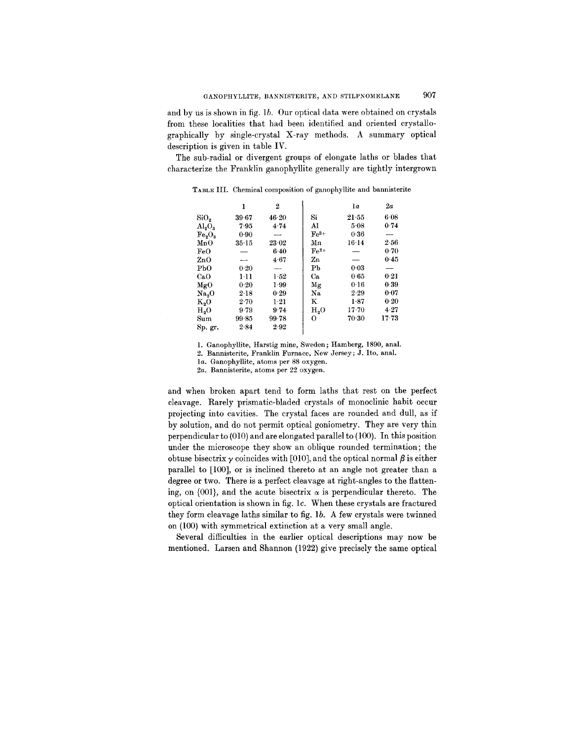and by us is shown in fig. 1*b*. Our optical data were obtained on crystals from these localities that had been identified and oriented crystallographically by single-crystal X-ray methods. A summary optical description is given in table IV.

The sub-radial or divergent groups of elongate laths or blades that characterize the Franklin ganophyllite generally are tightly intergrown

TABLE III. Chemical composition of ganophyllite and bannisterite

| | 1 | 2 | | 1*a* | 2*a* |
|---|---|---|---|---|---|
| $SiO_2$ | 39·67 | 46·20 | Si | 21·55 | 6·08 |
| $Al_2O_3$ | 7·95 | 4·74 | Al | 5·08 | 0·74 |
| $Fe_2O_3$ | 0·90 | — | $Fe^{3+}$ | 0·36 | — |
| MnO | 35·15 | 23·02 | Mn | 16·14 | 2·56 |
| FeO | — | 6·40 | $Fe^{2+}$ | — | 0·70 |
| ZnO | — | 4·67 | Zn | — | 0·45 |
| PbO | 0·20 | — | Pb | 0·03 | — |
| CaO | 1·11 | 1·52 | Ca | 0·65 | 0·21 |
| MgO | 0·20 | 1·99 | Mg | 0·16 | 0·39 |
| $Na_2O$ | 2·18 | 0·29 | Na | 2·29 | 0·07 |
| $K_2O$ | 2·70 | 1·21 | K | 1·87 | 0·20 |
| $H_2O$ | 9·79 | 9·74 | $H_2O$ | 17·70 | 4·27 |
| Sum | 99·85 | 99·78 | O | 70·30 | 17·73 |
| Sp. gr. | 2·84 | 2·92 | | | |

1. Ganophyllite, Harstig mine, Sweden; Hamberg, 1890, anal.
2. Bannisterite, Franklin Furnace, New Jersey; J. Ito, anal.
1*a*. Ganophyllite, atoms per 88 oxygen.
2*a*. Bannisterite, atoms per 22 oxygen.

and when broken apart tend to form laths that rest on the perfect cleavage. Rarely prismatic-bladed crystals of monoclinic habit occur projecting into cavities. The crystal faces are rounded and dull, as if by solution, and do not permit optical goniometry. They are very thin perpendicular to (010) and are elongated parallel to (100). In this position under the microscope they show an oblique rounded termination; the obtuse bisectrix $\gamma$ coincides with [010], and the optical normal $\beta$ is either parallel to [100], or is inclined thereto at an angle not greater than a degree or two. There is a perfect cleavage at right-angles to the flattening, on {001}, and the acute bisectrix $\alpha$ is perpendicular thereto. The optical orientation is shown in fig. 1*c*. When these crystals are fractured they form cleavage laths similar to fig. 1*b*. A few crystals were twinned on (100) with symmetrical extinction at a very small angle.

Several difficulties in the earlier optical descriptions may now be mentioned. Larsen and Shannon (1922) give precisely the same optical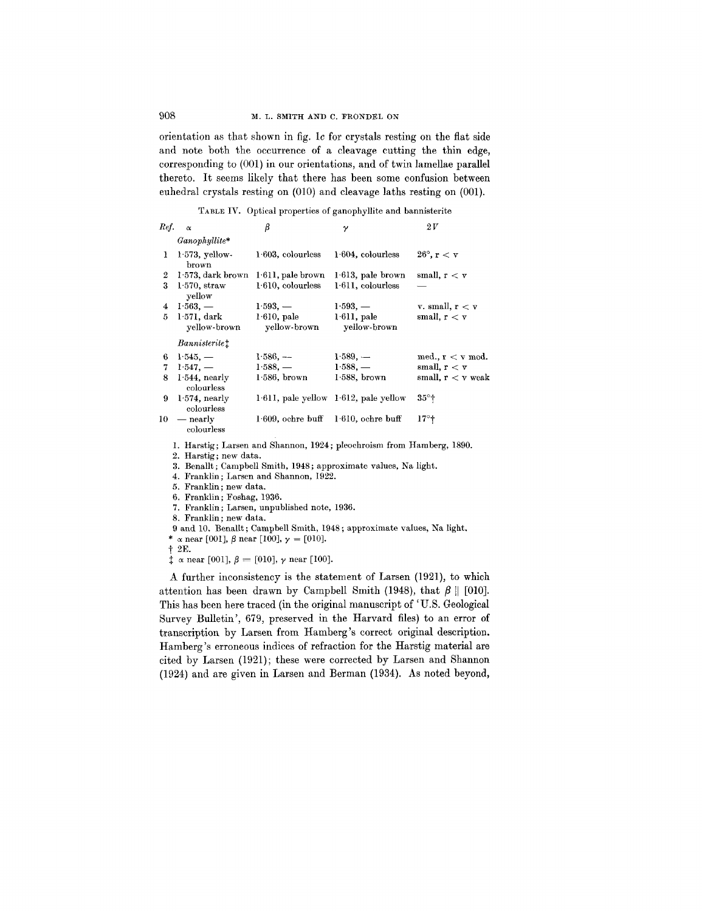orientation as that shown in fig. 1c for crystals resting on the flat side and note both the occurrence of a cleavage cutting the thin edge, corresponding to (001) in our orientations, and of twin lamellae parallel thereto. It seems likely that there has been some confusion between euhedral crystals resting on (010) and cleavage laths resting on (001).

TABLE IV. Optical properties of ganophyllite and bannisterite

| *Ref.* | $\alpha$ | $\beta$ | $\gamma$ | $2V$ |
|---|---|---|---|---|
| | *Ganophyllite\** | | | |
| 1 | 1·573, yellow-brown | 1·603, colourless | 1·604, colourless | 26°, r < v |
| 2 | 1·573, dark brown | 1·611, pale brown | 1·613, pale brown | small, r < v |
| 3 | 1·570, straw yellow | 1·610, colourless | 1·611, colourless | — |
| 4 | 1·563, — | 1·593, — | 1·593, — | v. small, r < v |
| 5 | 1·571, dark yellow-brown | 1·610, pale yellow-brown | 1·611, pale yellow-brown | small, r < v |
| | *Bannisterite‡* | | | |
| 6 | 1·545, — | 1·586, — | 1·589, — | med., r < v mod. |
| 7 | 1·547, — | 1·588, — | 1·588, — | small, r < v |
| 8 | 1·544, nearly colourless | 1·586, brown | 1·588, brown | small, r < v weak |
| 9 | 1·574, nearly colourless | 1·611, pale yellow | 1·612, pale yellow | 35°† |
| 10 | — nearly colourless | 1·609, ochre buff | 1·610, ochre buff | 17°† |

1. Harstig; Larsen and Shannon, 1924; pleochroism from Hamberg, 1890.
2. Harstig; new data.
3. Benallt; Campbell Smith, 1948; approximate values, Na light.
4. Franklin; Larsen and Shannon, 1922.
5. Franklin; new data.
6. Franklin; Foshag, 1936.
7. Franklin; Larsen, unpublished note, 1936.
8. Franklin; new data.

9 and 10. Benallt; Campbell Smith, 1948; approximate values, Na light.

\* $\alpha$ near [001], $\beta$ near [100], $\gamma$ = [010].

† 2E.

‡ $\alpha$ near [001], $\beta$ = [010], $\gamma$ near [100].

A further inconsistency is the statement of Larsen (1921), to which attention has been drawn by Campbell Smith (1948), that $\beta \parallel$ [010]. This has been here traced (in the original manuscript of 'U.S. Geological Survey Bulletin', 679, preserved in the Harvard files) to an error of transcription by Larsen from Hamberg's correct original description. Hamberg's erroneous indices of refraction for the Harstig material are cited by Larsen (1921); these were corrected by Larsen and Shannon (1924) and are given in Larsen and Berman (1934). As noted beyond,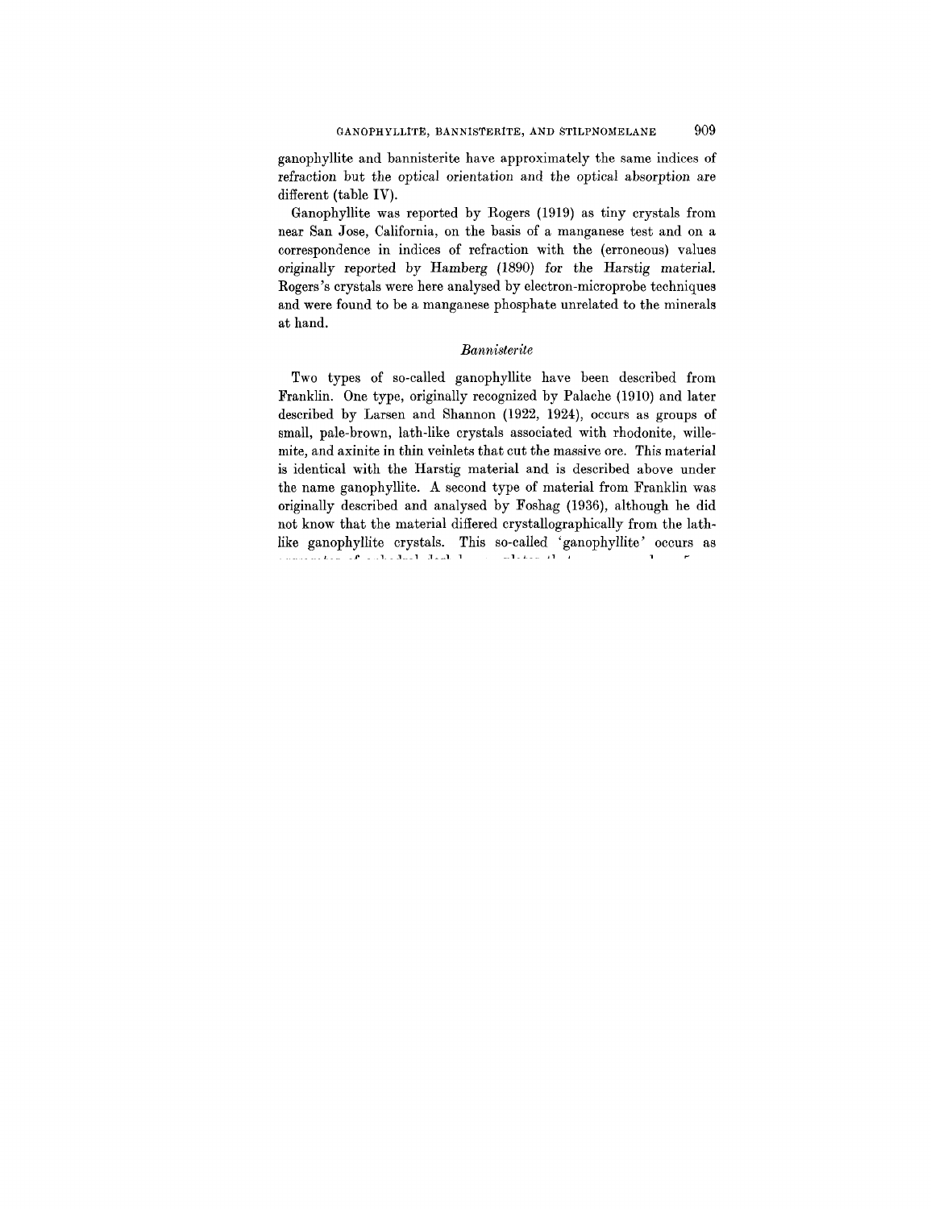ganophyllite and bannisterite have approximately the same indices of refraction but the optical orientation and the optical absorption are different (table IV).

Ganophyllite was reported by Rogers (1919) as tiny crystals from near San Jose, California, on the basis of a manganese test and on a correspondence in indices of refraction with the (erroneous) values originally reported by Hamberg (1890) for the Harstig material. Rogers's crystals were here analysed by electron-microprobe techniques and were found to be a manganese phosphate unrelated to the minerals at hand.

### *Bannisterite*

Two types of so-called ganophyllite have been described from Franklin. One type, originally recognized by Palache (1910) and later described by Larsen and Shannon (1922, 1924), occurs as groups of small, pale-brown, lath-like crystals associated with rhodonite, willemite, and axinite in thin veinlets that cut the massive ore. This material is identical with the Harstig material and is described above under the name ganophyllite. A second type of material from Franklin was originally described and analysed by Foshag (1936), although he did not know that the material differed crystallographically from the lath-like ganophyllite crystals. This so-called 'ganophyllite' occurs as